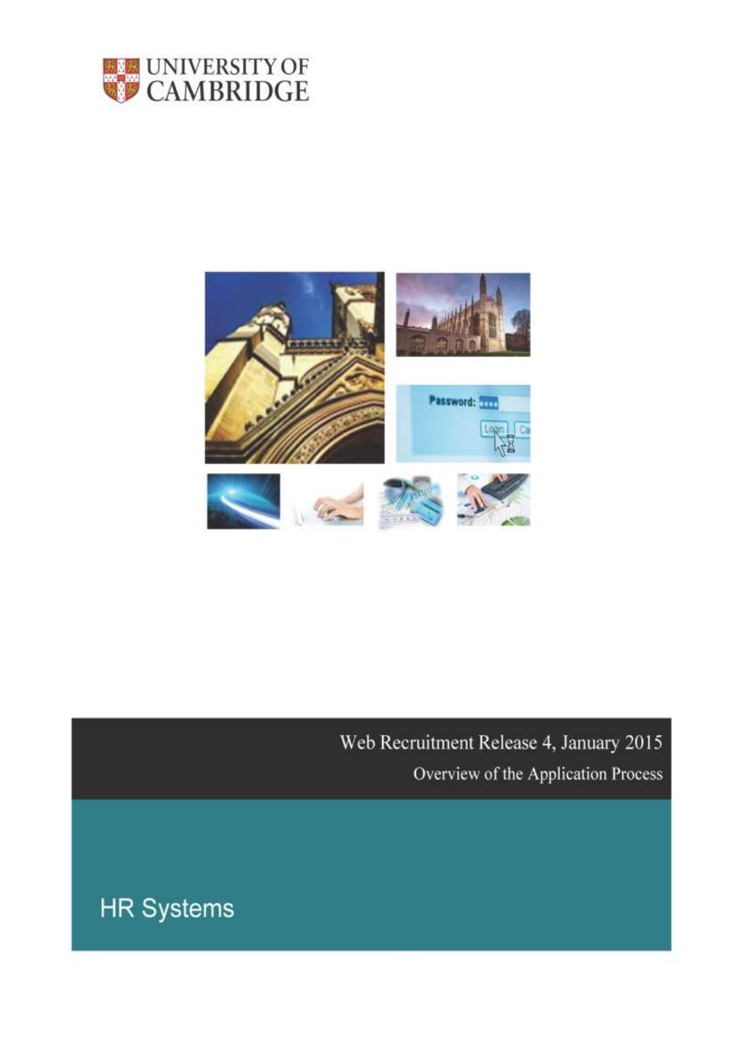UNIVERSITY OF CAMBRIDGE

# Web Recruitment Release 4, January 2015

## Overview of the Application Process

HR Systems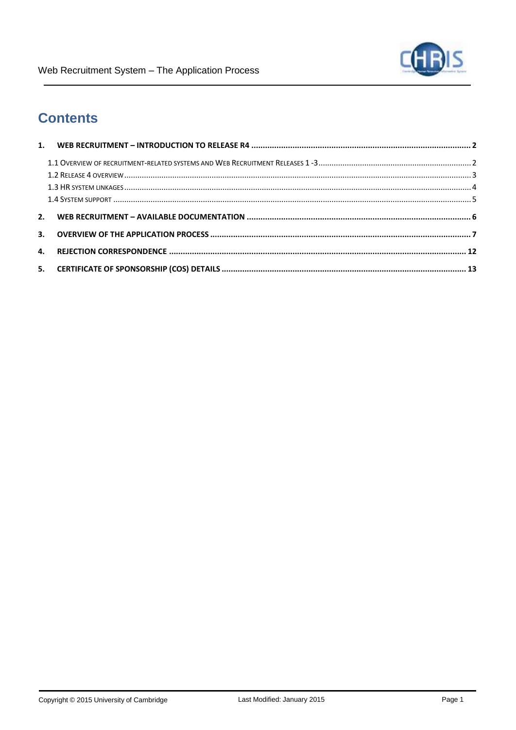# Contents

1. **WEB RECRUITMENT – INTRODUCTION TO RELEASE R4** ..... 2
   - 1.1 Overview of recruitment-related systems and Web Recruitment Releases 1 -3 ..... 2
   - 1.2 Release 4 overview ..... 3
   - 1.3 HR system linkages ..... 4
   - 1.4 System support ..... 5
2. **WEB RECRUITMENT – AVAILABLE DOCUMENTATION** ..... 6
3. **OVERVIEW OF THE APPLICATION PROCESS** ..... 7
4. **REJECTION CORRESPONDENCE** ..... 12
5. **CERTIFICATE OF SPONSORSHIP (COS) DETAILS** ..... 13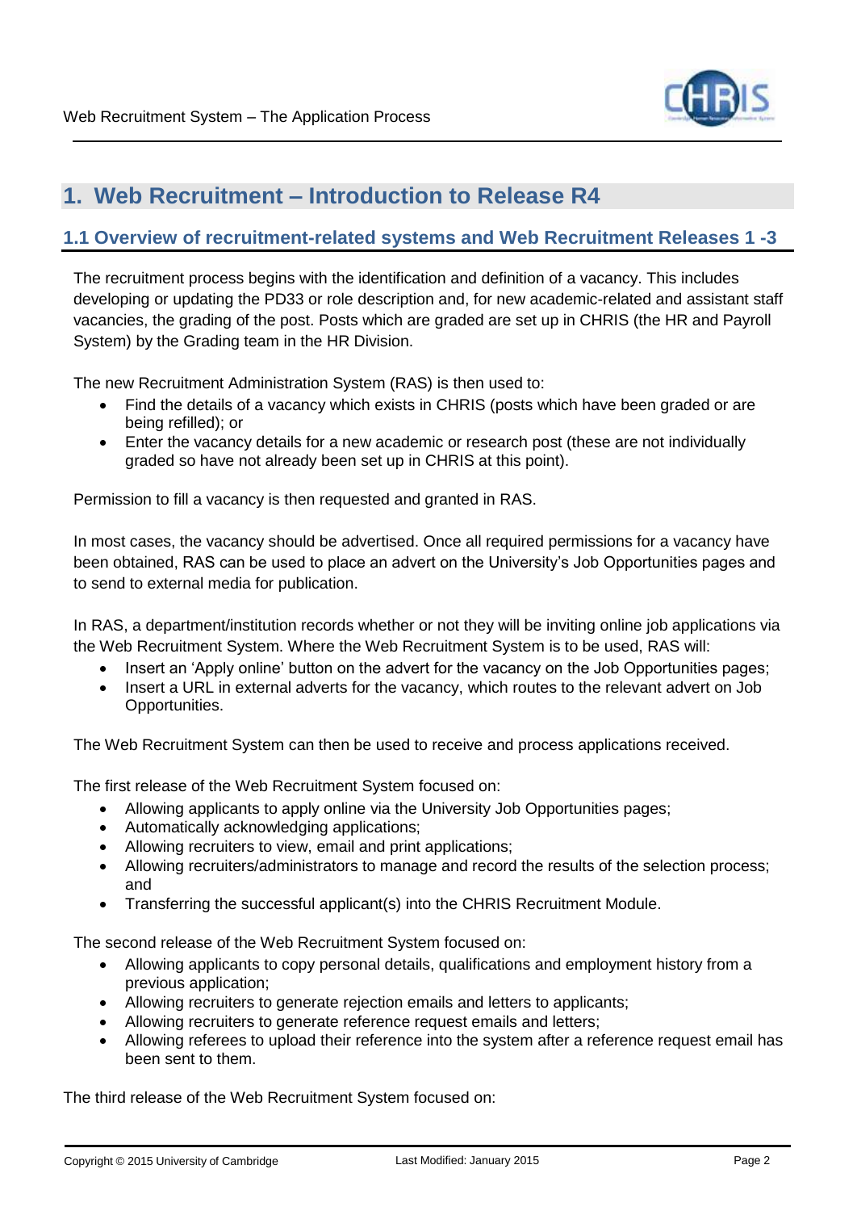# 1. Web Recruitment – Introduction to Release R4

## 1.1 Overview of recruitment-related systems and Web Recruitment Releases 1 -3

The recruitment process begins with the identification and definition of a vacancy. This includes developing or updating the PD33 or role description and, for new academic-related and assistant staff vacancies, the grading of the post. Posts which are graded are set up in CHRIS (the HR and Payroll System) by the Grading team in the HR Division.

The new Recruitment Administration System (RAS) is then used to:

- Find the details of a vacancy which exists in CHRIS (posts which have been graded or are being refilled); or
- Enter the vacancy details for a new academic or research post (these are not individually graded so have not already been set up in CHRIS at this point).

Permission to fill a vacancy is then requested and granted in RAS.

In most cases, the vacancy should be advertised. Once all required permissions for a vacancy have been obtained, RAS can be used to place an advert on the University's Job Opportunities pages and to send to external media for publication.

In RAS, a department/institution records whether or not they will be inviting online job applications via the Web Recruitment System. Where the Web Recruitment System is to be used, RAS will:

- Insert an 'Apply online' button on the advert for the vacancy on the Job Opportunities pages;
- Insert a URL in external adverts for the vacancy, which routes to the relevant advert on Job Opportunities.

The Web Recruitment System can then be used to receive and process applications received.

The first release of the Web Recruitment System focused on:

- Allowing applicants to apply online via the University Job Opportunities pages;
- Automatically acknowledging applications;
- Allowing recruiters to view, email and print applications;
- Allowing recruiters/administrators to manage and record the results of the selection process; and
- Transferring the successful applicant(s) into the CHRIS Recruitment Module.

The second release of the Web Recruitment System focused on:

- Allowing applicants to copy personal details, qualifications and employment history from a previous application;
- Allowing recruiters to generate rejection emails and letters to applicants;
- Allowing recruiters to generate reference request emails and letters;
- Allowing referees to upload their reference into the system after a reference request email has been sent to them.

The third release of the Web Recruitment System focused on: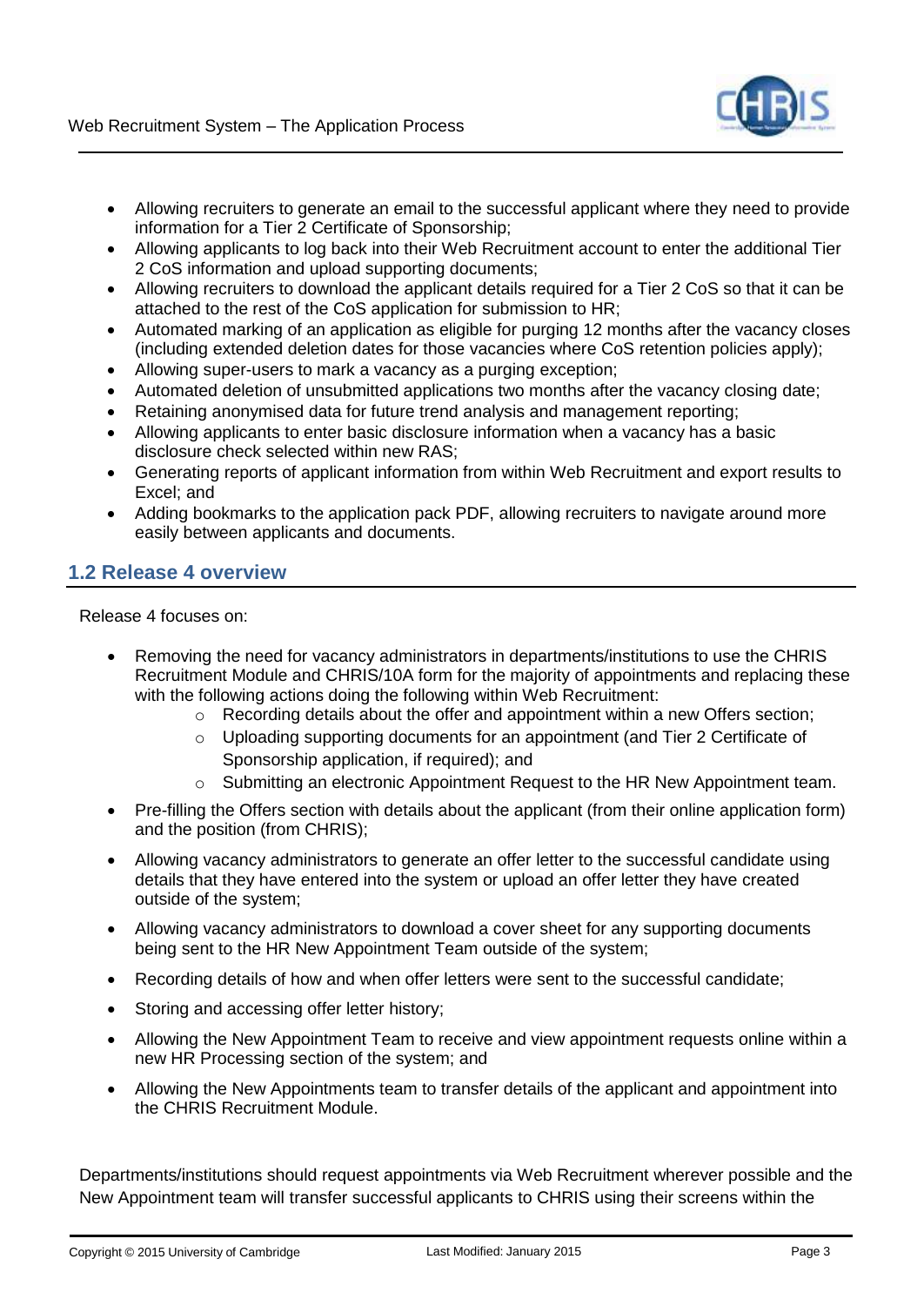- Allowing recruiters to generate an email to the successful applicant where they need to provide information for a Tier 2 Certificate of Sponsorship;
- Allowing applicants to log back into their Web Recruitment account to enter the additional Tier 2 CoS information and upload supporting documents;
- Allowing recruiters to download the applicant details required for a Tier 2 CoS so that it can be attached to the rest of the CoS application for submission to HR;
- Automated marking of an application as eligible for purging 12 months after the vacancy closes (including extended deletion dates for those vacancies where CoS retention policies apply);
- Allowing super-users to mark a vacancy as a purging exception;
- Automated deletion of unsubmitted applications two months after the vacancy closing date;
- Retaining anonymised data for future trend analysis and management reporting;
- Allowing applicants to enter basic disclosure information when a vacancy has a basic disclosure check selected within new RAS;
- Generating reports of applicant information from within Web Recruitment and export results to Excel; and
- Adding bookmarks to the application pack PDF, allowing recruiters to navigate around more easily between applicants and documents.

## 1.2 Release 4 overview

Release 4 focuses on:

- Removing the need for vacancy administrators in departments/institutions to use the CHRIS Recruitment Module and CHRIS/10A form for the majority of appointments and replacing these with the following actions doing the following within Web Recruitment:
  - Recording details about the offer and appointment within a new Offers section;
  - Uploading supporting documents for an appointment (and Tier 2 Certificate of Sponsorship application, if required); and
  - Submitting an electronic Appointment Request to the HR New Appointment team.
- Pre-filling the Offers section with details about the applicant (from their online application form) and the position (from CHRIS);
- Allowing vacancy administrators to generate an offer letter to the successful candidate using details that they have entered into the system or upload an offer letter they have created outside of the system;
- Allowing vacancy administrators to download a cover sheet for any supporting documents being sent to the HR New Appointment Team outside of the system;
- Recording details of how and when offer letters were sent to the successful candidate;
- Storing and accessing offer letter history;
- Allowing the New Appointment Team to receive and view appointment requests online within a new HR Processing section of the system; and
- Allowing the New Appointments team to transfer details of the applicant and appointment into the CHRIS Recruitment Module.

Departments/institutions should request appointments via Web Recruitment wherever possible and the New Appointment team will transfer successful applicants to CHRIS using their screens within the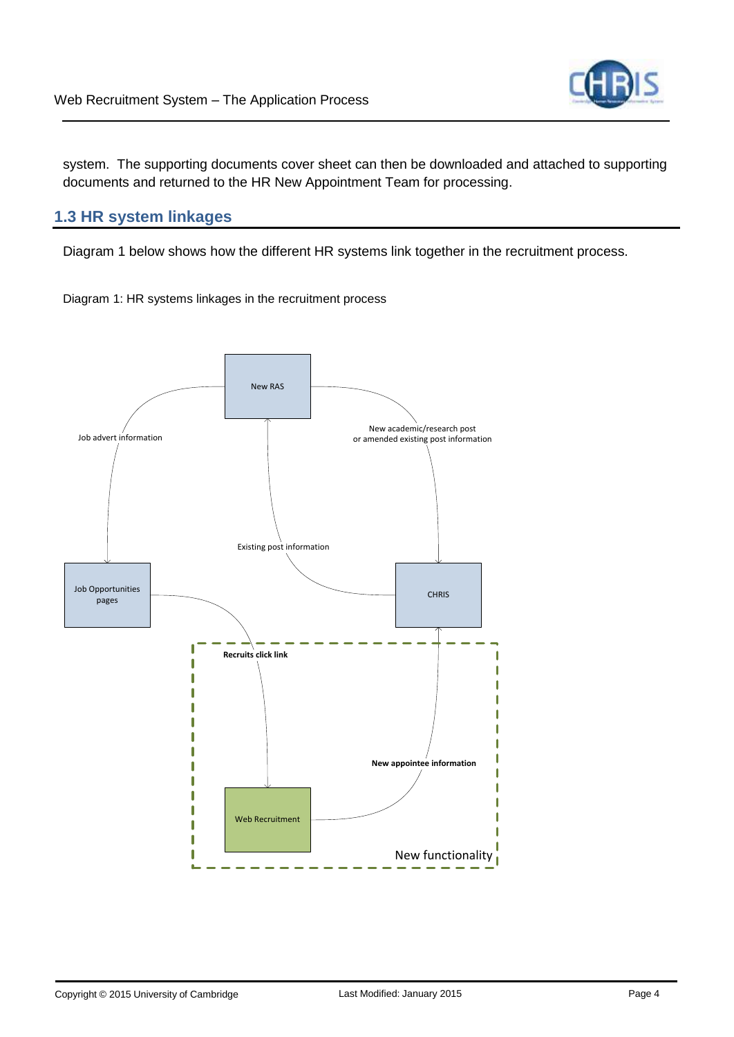system. The supporting documents cover sheet can then be downloaded and attached to supporting documents and returned to the HR New Appointment Team for processing.

## 1.3 HR system linkages

Diagram 1 below shows how the different HR systems link together in the recruitment process.

Diagram 1: HR systems linkages in the recruitment process

New RAS

Job advert information

New academic/research post or amended existing post information

Existing post information

Job Opportunities pages

CHRIS

**Recruits click link**

**New appointee information**

Web Recruitment

New functionality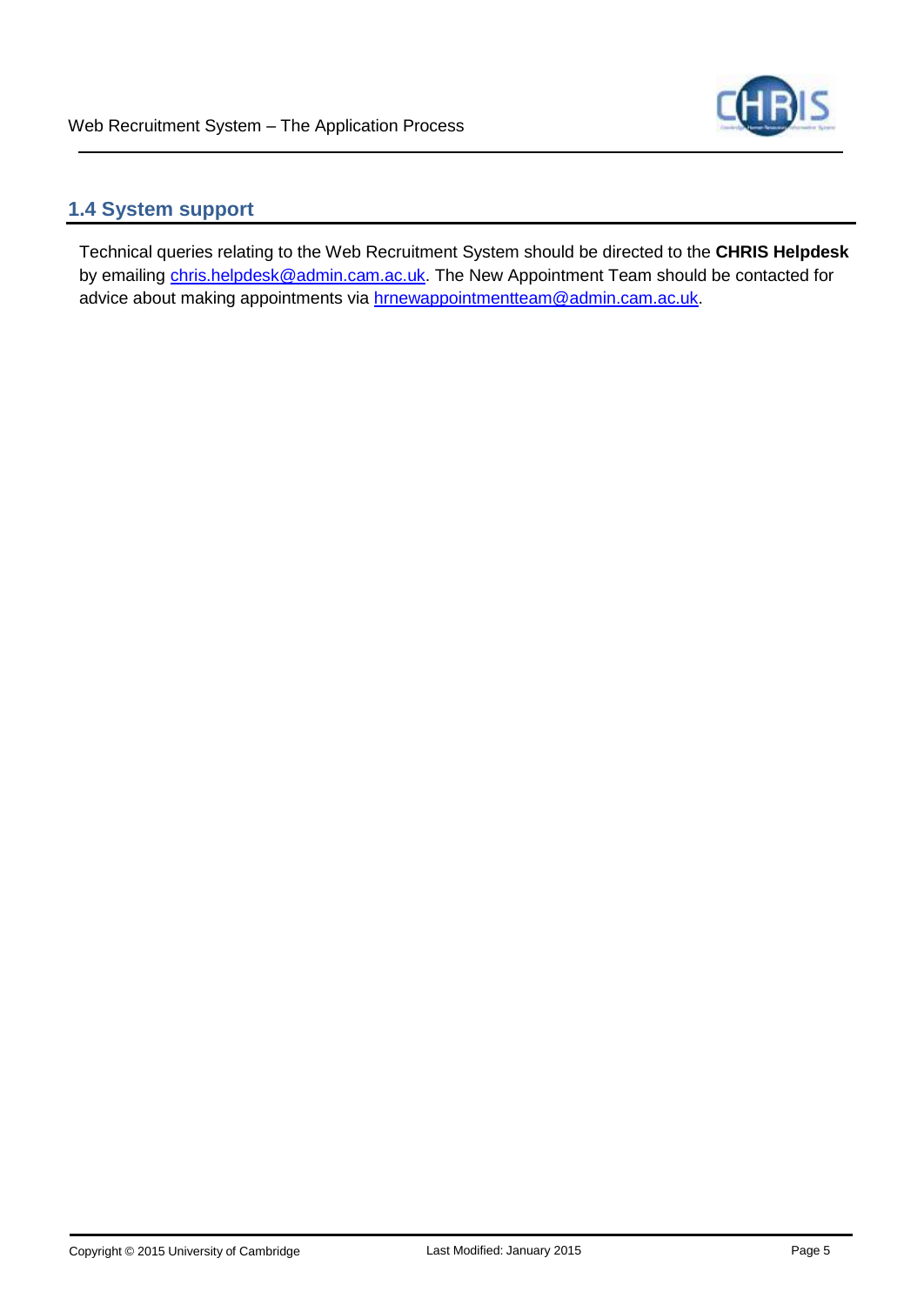## 1.4 System support

Technical queries relating to the Web Recruitment System should be directed to the **CHRIS Helpdesk** by emailing chris.helpdesk@admin.cam.ac.uk. The New Appointment Team should be contacted for advice about making appointments via hrnewappointmentteam@admin.cam.ac.uk.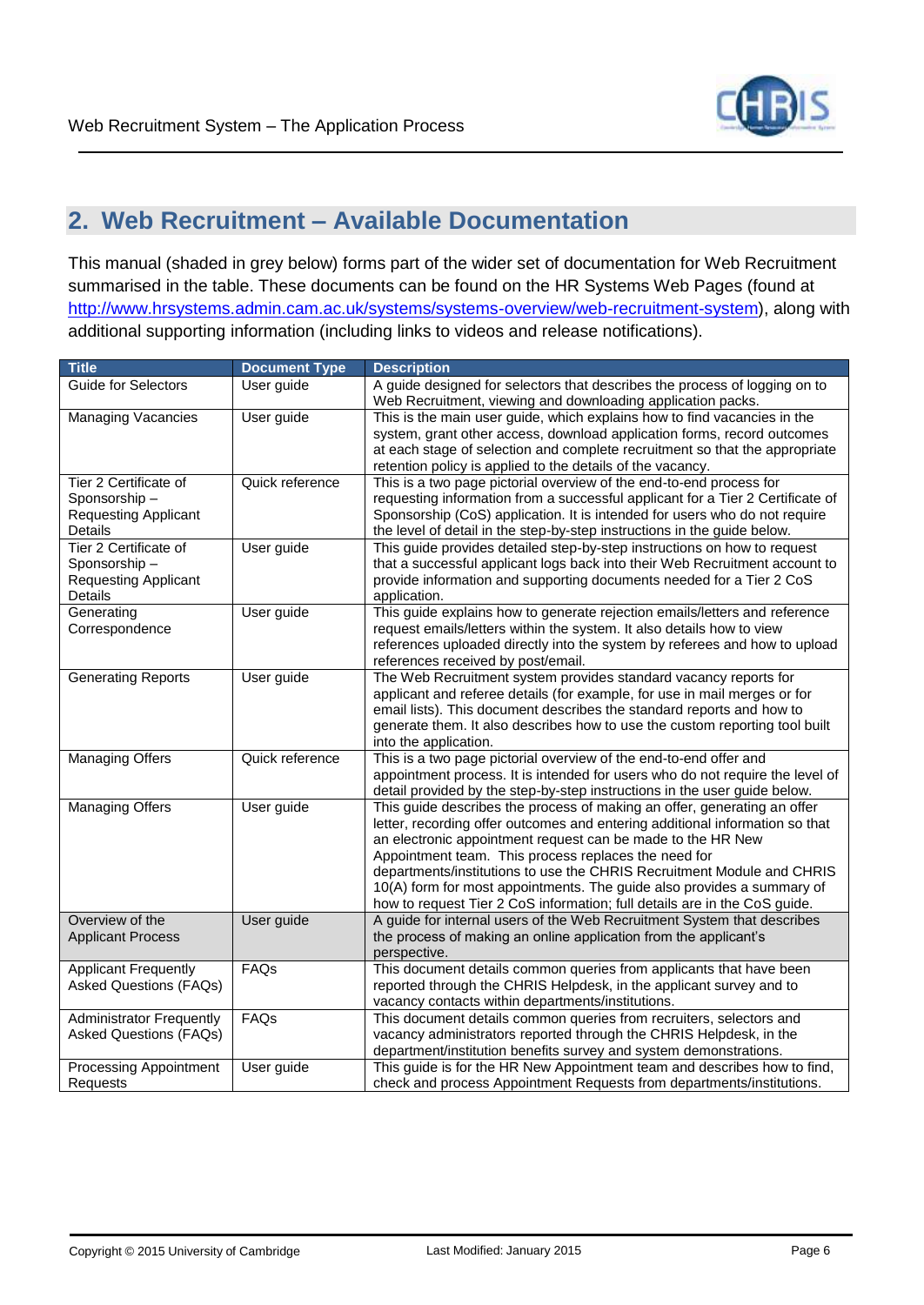## 2. Web Recruitment – Available Documentation

This manual (shaded in grey below) forms part of the wider set of documentation for Web Recruitment summarised in the table. These documents can be found on the HR Systems Web Pages (found at http://www.hrsystems.admin.cam.ac.uk/systems/systems-overview/web-recruitment-system), along with additional supporting information (including links to videos and release notifications).

| Title | Document Type | Description |
|---|---|---|
| Guide for Selectors | User guide | A guide designed for selectors that describes the process of logging on to Web Recruitment, viewing and downloading application packs. |
| Managing Vacancies | User guide | This is the main user guide, which explains how to find vacancies in the system, grant other access, download application forms, record outcomes at each stage of selection and complete recruitment so that the appropriate retention policy is applied to the details of the vacancy. |
| Tier 2 Certificate of Sponsorship – Requesting Applicant Details | Quick reference | This is a two page pictorial overview of the end-to-end process for requesting information from a successful applicant for a Tier 2 Certificate of Sponsorship (CoS) application. It is intended for users who do not require the level of detail in the step-by-step instructions in the guide below. |
| Tier 2 Certificate of Sponsorship – Requesting Applicant Details | User guide | This guide provides detailed step-by-step instructions on how to request that a successful applicant logs back into their Web Recruitment account to provide information and supporting documents needed for a Tier 2 CoS application. |
| Generating Correspondence | User guide | This guide explains how to generate rejection emails/letters and reference request emails/letters within the system. It also details how to view references uploaded directly into the system by referees and how to upload references received by post/email. |
| Generating Reports | User guide | The Web Recruitment system provides standard vacancy reports for applicant and referee details (for example, for use in mail merges or for email lists). This document describes the standard reports and how to generate them. It also describes how to use the custom reporting tool built into the application. |
| Managing Offers | Quick reference | This is a two page pictorial overview of the end-to-end offer and appointment process. It is intended for users who do not require the level of detail provided by the step-by-step instructions in the user guide below. |
| Managing Offers | User guide | This guide describes the process of making an offer, generating an offer letter, recording offer outcomes and entering additional information so that an electronic appointment request can be made to the HR New Appointment team. This process replaces the need for departments/institutions to use the CHRIS Recruitment Module and CHRIS 10(A) form for most appointments. The guide also provides a summary of how to request Tier 2 CoS information; full details are in the CoS guide. |
| Overview of the Applicant Process | User guide | A guide for internal users of the Web Recruitment System that describes the process of making an online application from the applicant's perspective. |
| Applicant Frequently Asked Questions (FAQs) | FAQs | This document details common queries from applicants that have been reported through the CHRIS Helpdesk, in the applicant survey and to vacancy contacts within departments/institutions. |
| Administrator Frequently Asked Questions (FAQs) | FAQs | This document details common queries from recruiters, selectors and vacancy administrators reported through the CHRIS Helpdesk, in the department/institution benefits survey and system demonstrations. |
| Processing Appointment Requests | User guide | This guide is for the HR New Appointment team and describes how to find, check and process Appointment Requests from departments/institutions. |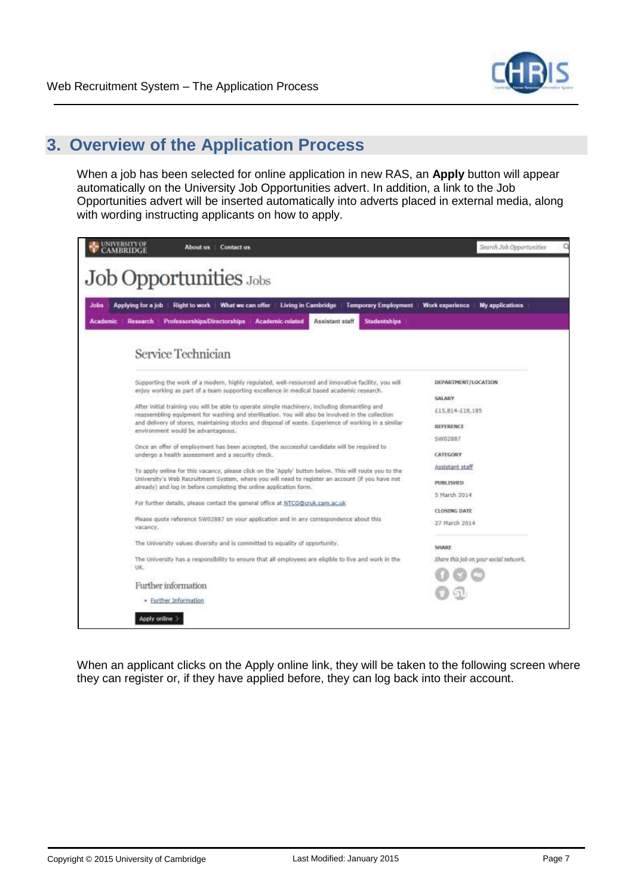## 3. Overview of the Application Process

When a job has been selected for online application in new RAS, an **Apply** button will appear automatically on the University Job Opportunities advert. In addition, a link to the Job Opportunities advert will be inserted automatically into adverts placed in external media, along with wording instructing applicants on how to apply.

UNIVERSITY OF CAMBRIDGE | About us | Contact us | Search Job Opportunities

# Job Opportunities Jobs

Jobs | Applying for a job | Right to work | What we can offer | Living in Cambridge | Temporary Employment | Work experience | My applications

Academic | Research | Professorships/Directorships | Academic-related | Assistant staff | Studentships

### Service Technician

Supporting the work of a modern, highly regulated, well-resourced and innovative facility, you will enjoy working as part of a team supporting excellence in medical based academic research.

After initial training you will be able to operate simple machinery, including dismantling and reassembling equipment for washing and sterilisation. You will also be involved in the collection and delivery of stores, maintaining stocks and disposal of waste. Experience of working in a similar environment would be advantageous.

Once an offer of employment has been accepted, the successful candidate will be required to undergo a health assessment and a security check.

To apply online for this vacancy, please click on the 'Apply' button below. This will route you to the University's Web Recruitment System, where you will need to register an account (if you have not already) and log in before completing the online application form.

For further details, please contact the general office at NTCO@cruk.cam.ac.uk

Please quote reference SW02887 on your application and in any correspondence about this vacancy.

The University values diversity and is committed to equality of opportunity.

The University has a responsibility to ensure that all employees are eligible to live and work in the UK.

Further information

- Further Information

Apply online >

DEPARTMENT/LOCATION

SALARY
£15,814-£18,185

REFERENCE
SW02887

CATEGORY
Assistant staff

PUBLISHED
5 March 2014

CLOSING DATE
27 March 2014

SHARE
*Share this job on your social network.*

When an applicant clicks on the Apply online link, they will be taken to the following screen where they can register or, if they have applied before, they can log back into their account.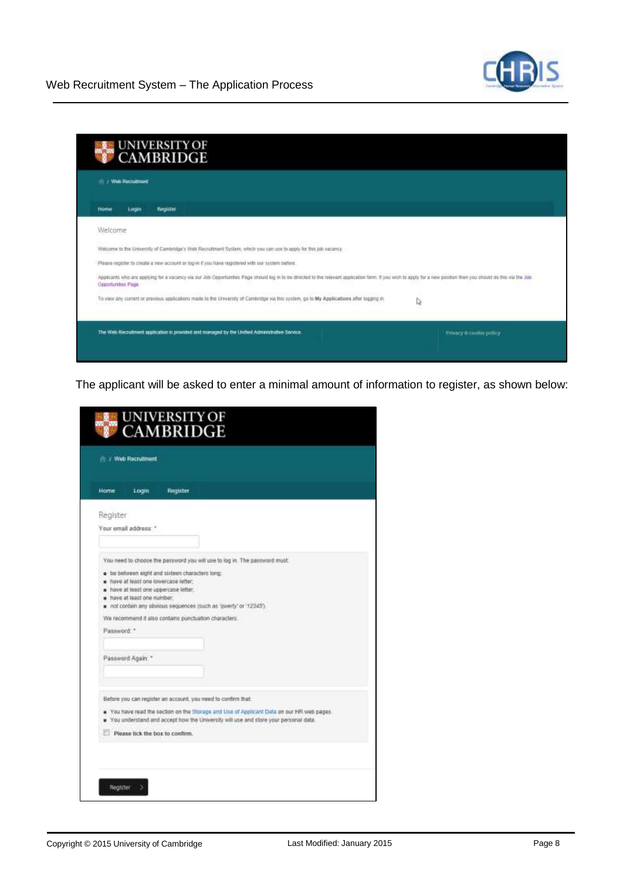UNIVERSITY OF CAMBRIDGE

/ Web Recruitment

Home Login Register

Welcome

Welcome to the University of Cambridge's Web Recruitment System, which you can use to apply for this job vacancy.

Please register to create a new account or log-in if you have registered with our system before.

Applicants who are applying for a vacancy via our Job Opportunities Page should log in to be directed to the relevant application form. If you wish to apply for a new position then you should do this via the Job Opportunities Page.

To view any current or previous applications made to the University of Cambridge via this system, go to **My Applications** after logging in.

The Web Recruitment application is provided and managed by the Unified Administrative Service. Privacy & cookie policy

The applicant will be asked to enter a minimal amount of information to register, as shown below:

UNIVERSITY OF CAMBRIDGE

/ Web Recruitment

Home Login Register

Register

Your email address: *

You need to choose the password you will use to log in. The password must:

- be between eight and sixteen characters long;
- have at least one lowercase letter;
- have at least one uppercase letter;
- have at least one number;
- *not* contain any obvious sequences (such as 'qwerty' or '12345').

We recommend it also contains punctuation characters.

Password: *

Password Again: *

Before you can register an account, you need to confirm that:

- You have read the section on the Storage and Use of Applicant Data on our HR web pages.
- You understand and accept how the University will use and store your personal data.

**Please tick the box to confirm.**

Register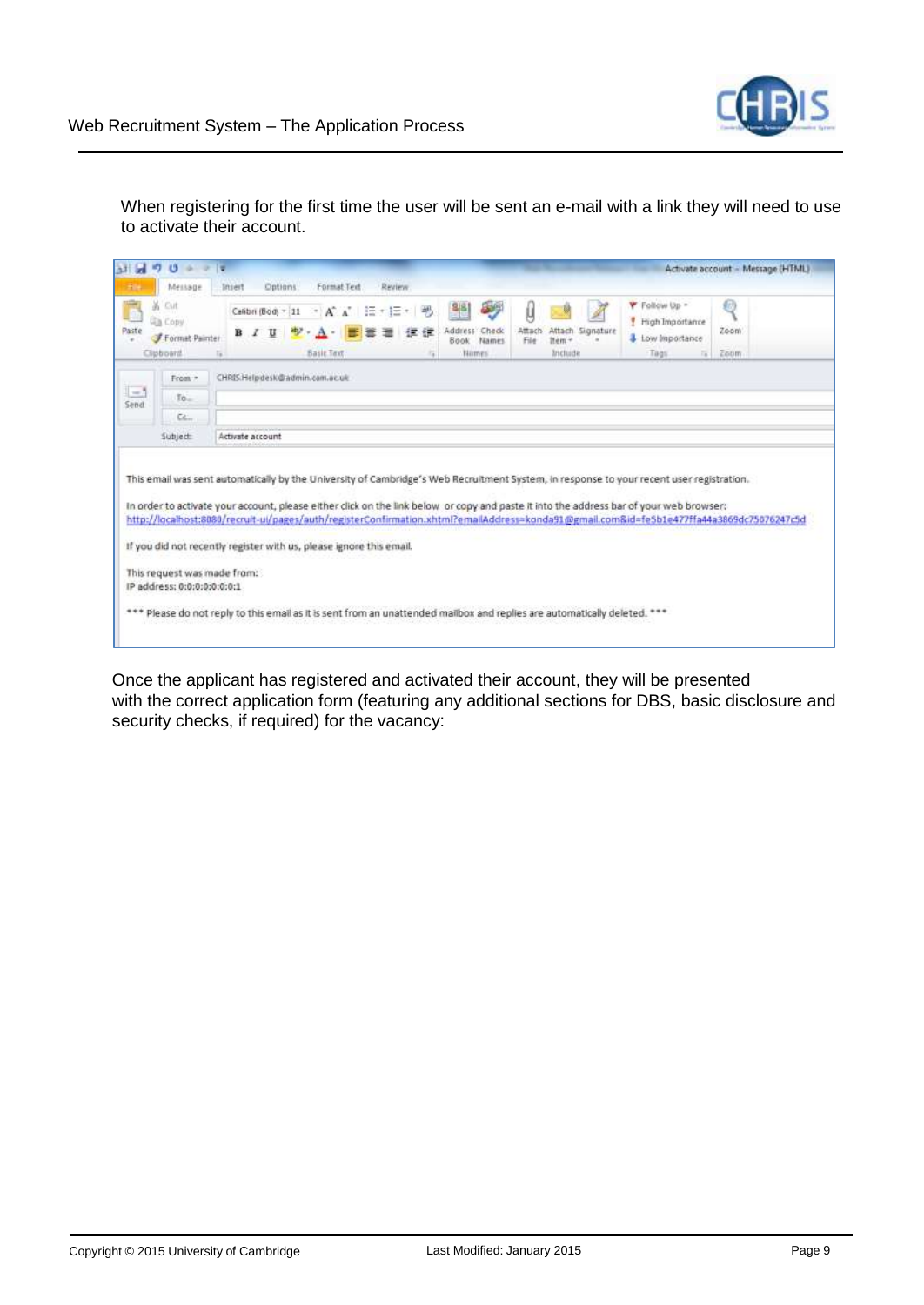When registering for the first time the user will be sent an e-mail with a link they will need to use to activate their account.

From: CHRIS.Helpdesk@admin.cam.ac.uk

To:

Cc:

Subject: Activate account

> This email was sent automatically by the University of Cambridge's Web Recruitment System, in response to your recent user registration.
>
> In order to activate your account, please either click on the link below or copy and paste it into the address bar of your web browser:
> http://localhost:8080/recruit-ui/pages/auth/registerConfirmation.xhtml?emailAddress=konda91@gmail.com&id=fe5b1e477ffa44a3869dc75076247c5d
>
> If you did not recently register with us, please ignore this email.
>
> This request was made from:
> IP address: 0:0:0:0:0:0:0:1
>
> *** Please do not reply to this email as it is sent from an unattended mailbox and replies are automatically deleted. ***

Once the applicant has registered and activated their account, they will be presented with the correct application form (featuring any additional sections for DBS, basic disclosure and security checks, if required) for the vacancy: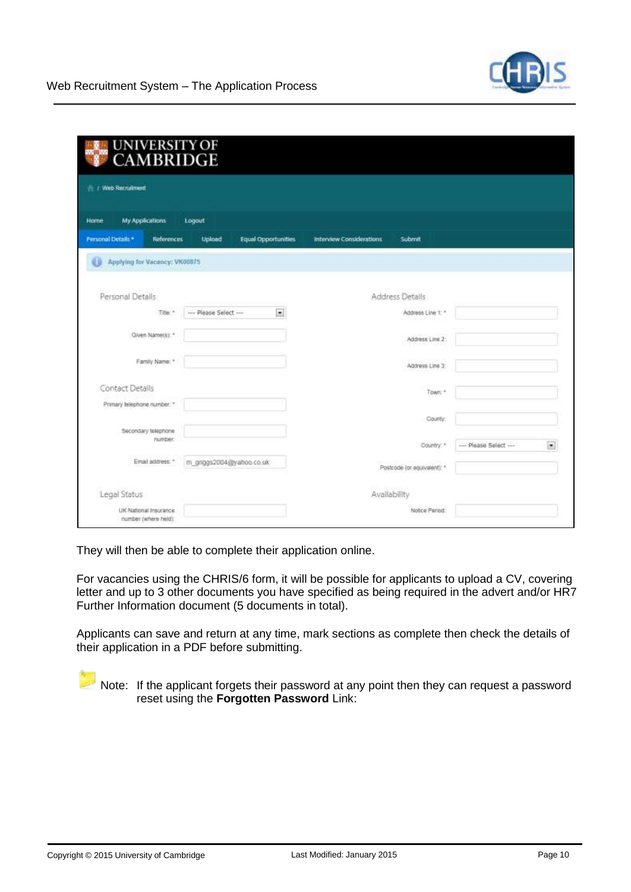They will then be able to complete their application online.

For vacancies using the CHRIS/6 form, it will be possible for applicants to upload a CV, covering letter and up to 3 other documents you have specified as being required in the advert and/or HR7 Further Information document (5 documents in total).

Applicants can save and return at any time, mark sections as complete then check the details of their application in a PDF before submitting.

Note: If the applicant forgets their password at any point then they can request a password reset using the **Forgotten Password** Link: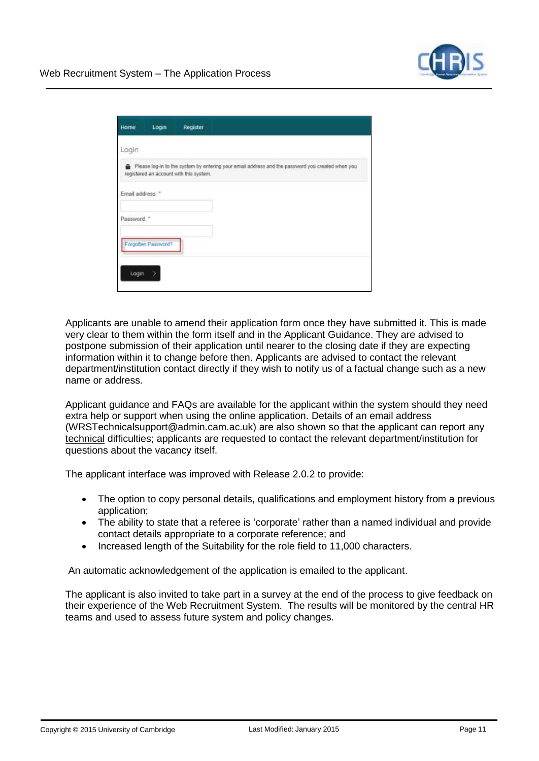Applicants are unable to amend their application form once they have submitted it. This is made very clear to them within the form itself and in the Applicant Guidance. They are advised to postpone submission of their application until nearer to the closing date if they are expecting information within it to change before then. Applicants are advised to contact the relevant department/institution contact directly if they wish to notify us of a factual change such as a new name or address.

Applicant guidance and FAQs are available for the applicant within the system should they need extra help or support when using the online application. Details of an email address (WRSTechnicalsupport@admin.cam.ac.uk) are also shown so that the applicant can report any technical difficulties; applicants are requested to contact the relevant department/institution for questions about the vacancy itself.

The applicant interface was improved with Release 2.0.2 to provide:

- The option to copy personal details, qualifications and employment history from a previous application;
- The ability to state that a referee is 'corporate' rather than a named individual and provide contact details appropriate to a corporate reference; and
- Increased length of the Suitability for the role field to 11,000 characters.

An automatic acknowledgement of the application is emailed to the applicant.

The applicant is also invited to take part in a survey at the end of the process to give feedback on their experience of the Web Recruitment System. The results will be monitored by the central HR teams and used to assess future system and policy changes.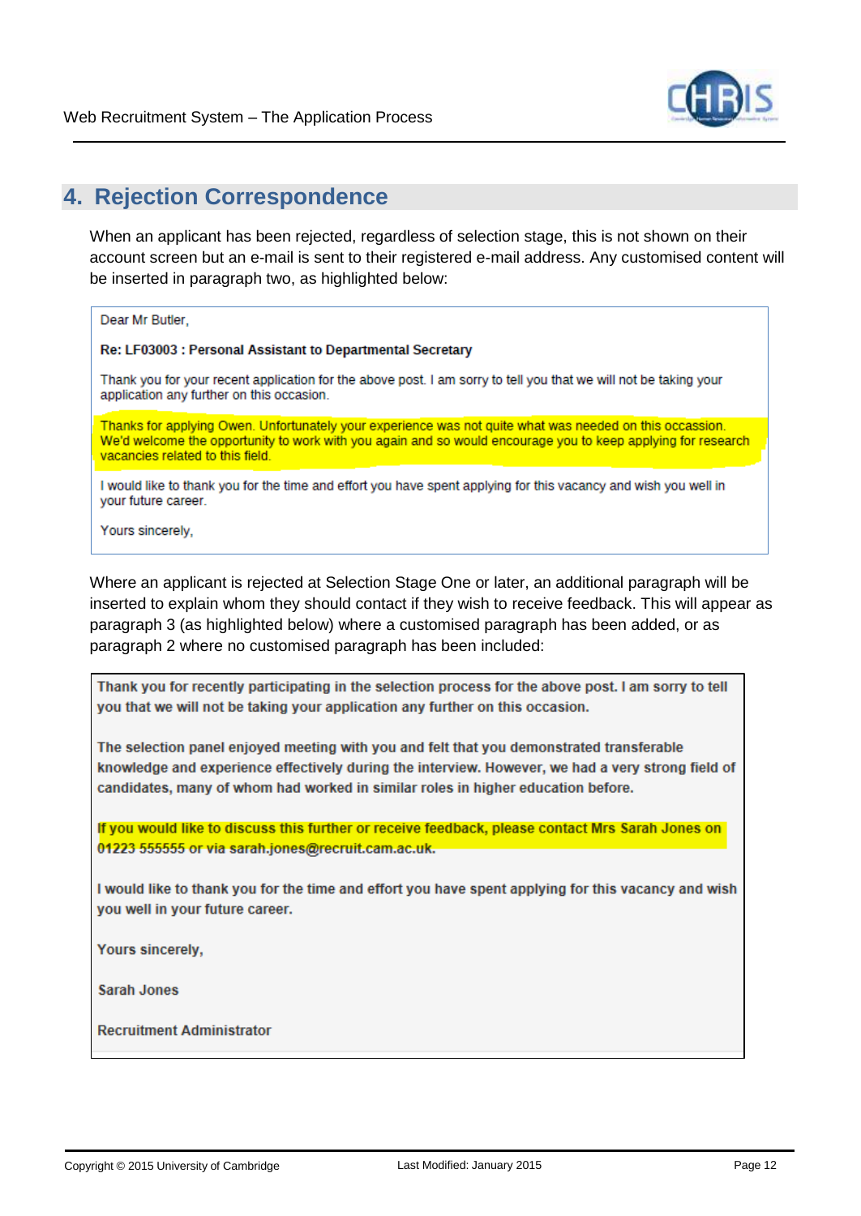## 4. Rejection Correspondence

When an applicant has been rejected, regardless of selection stage, this is not shown on their account screen but an e-mail is sent to their registered e-mail address. Any customised content will be inserted in paragraph two, as highlighted below:

> Dear Mr Butler,
>
> **Re: LF03003 : Personal Assistant to Departmental Secretary**
>
> Thank you for your recent application for the above post. I am sorry to tell you that we will not be taking your application any further on this occasion.
>
> Thanks for applying Owen. Unfortunately your experience was not quite what was needed on this occassion. We'd welcome the opportunity to work with you again and so would encourage you to keep applying for research vacancies related to this field.
>
> I would like to thank you for the time and effort you have spent applying for this vacancy and wish you well in your future career.
>
> Yours sincerely,

Where an applicant is rejected at Selection Stage One or later, an additional paragraph will be inserted to explain whom they should contact if they wish to receive feedback. This will appear as paragraph 3 (as highlighted below) where a customised paragraph has been added, or as paragraph 2 where no customised paragraph has been included:

> Thank you for recently participating in the selection process for the above post. I am sorry to tell you that we will not be taking your application any further on this occasion.
>
> The selection panel enjoyed meeting with you and felt that you demonstrated transferable knowledge and experience effectively during the interview. However, we had a very strong field of candidates, many of whom had worked in similar roles in higher education before.
>
> If you would like to discuss this further or receive feedback, please contact Mrs Sarah Jones on 01223 555555 or via sarah.jones@recruit.cam.ac.uk.
>
> I would like to thank you for the time and effort you have spent applying for this vacancy and wish you well in your future career.
>
> Yours sincerely,
>
> Sarah Jones
>
> Recruitment Administrator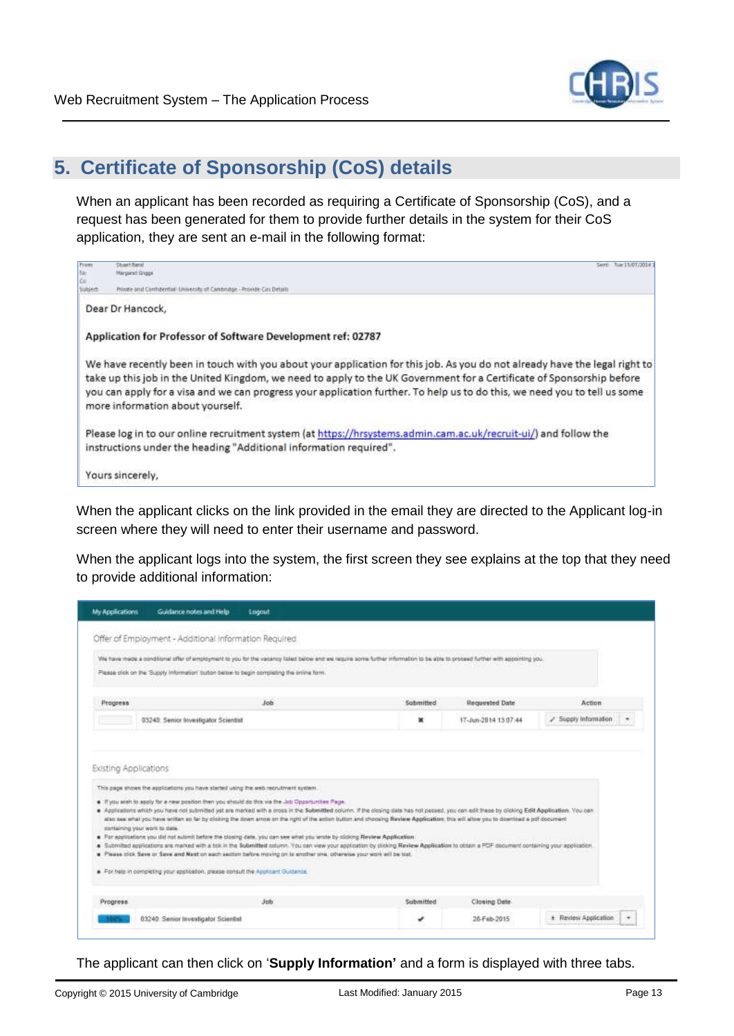## 5. Certificate of Sponsorship (CoS) details

When an applicant has been recorded as requiring a Certificate of Sponsorship (CoS), and a request has been generated for them to provide further details in the system for their CoS application, they are sent an e-mail in the following format:

From: Stuart Band
To: Margaret Griggs
Cc:
Subject: Private and Confidential: University of Cambridge - Provide Cos Details

Sent: Tue 15/07/2014

Dear Dr Hancock,

**Application for Professor of Software Development ref: 02787**

We have recently been in touch with you about your application for this job. As you do not already have the legal right to take up this job in the United Kingdom, we need to apply to the UK Government for a Certificate of Sponsorship before you can apply for a visa and we can progress your application further. To help us to do this, we need you to tell us some more information about yourself.

Please log in to our online recruitment system (at https://hrsystems.admin.cam.ac.uk/recruit-ui/) and follow the instructions under the heading "Additional information required".

Yours sincerely,

When the applicant clicks on the link provided in the email they are directed to the Applicant log-in screen where they will need to enter their username and password.

When the applicant logs into the system, the first screen they see explains at the top that they need to provide additional information:

My Applications | Guidance notes and Help | Logout

Offer of Employment - Additional Information Required

We have made a conditional offer of employment to you for the vacancy listed below and we require some further information to be able to proceed further with appointing you.

Please click on the 'Supply Information' button below to begin completing the online form.

| Progress | Job | Submitted | Requested Date | Action |
|---|---|---|---|---|
| | 03240 Senior Investigator Scientist | ✖ | 17-Jun-2014 13:07:44 | Supply Information |

Existing Applications

This page shows the applications you have started using the web recruitment system.

- If you wish to apply for a new position then you should do this via the Job Opportunities Page.
- Applications which you have not submitted yet are marked with a cross in the **Submitted** column. If the closing date has not passed, you can edit these by clicking **Edit Application**. You can also see what you have written so far by clicking the down arrow on the right of the action button and choosing **Review Application**: this will allow you to download a pdf document containing your work to date.
- For applications you did not submit before the closing date, you can see what you wrote by clicking **Review Application**.
- Submitted applications are marked with a tick in the **Submitted** column. You can view your application by clicking **Review Application** to obtain a PDF document containing your application.
- Please click **Save** or **Save and Next** on each section before moving on to another one, otherwise your work will be lost.

- For help in completing your application, please consult the Applicant Guidance.

| Progress | Job | Submitted | Closing Date | |
|---|---|---|---|---|
| 100% | 03240 Senior Investigator Scientist | ✔ | 28-Feb-2015 | Review Application |

The applicant can then click on '**Supply Information'** and a form is displayed with three tabs.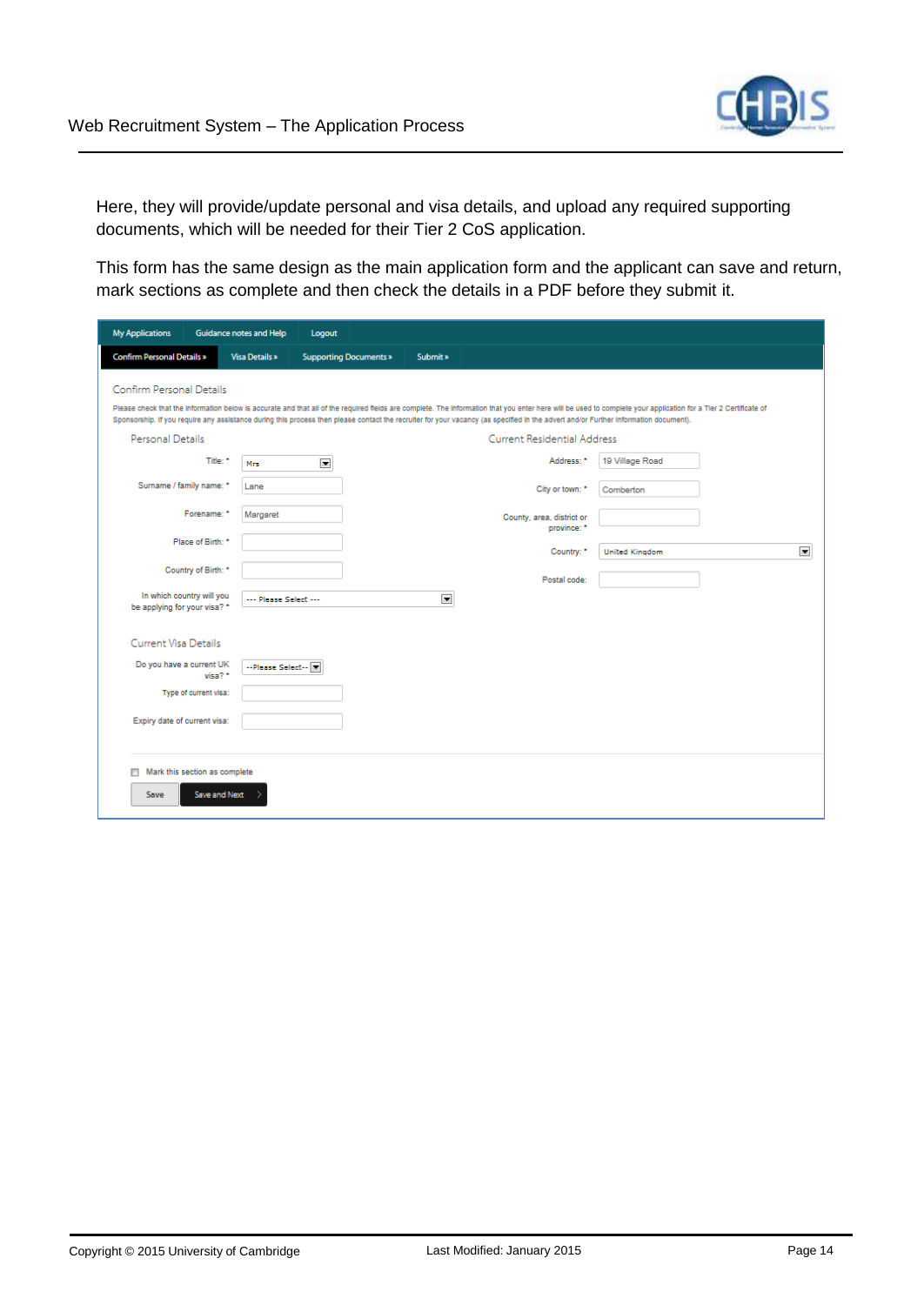Here, they will provide/update personal and visa details, and upload any required supporting documents, which will be needed for their Tier 2 CoS application.

This form has the same design as the main application form and the applicant can save and return, mark sections as complete and then check the details in a PDF before they submit it.

My Applications | Guidance notes and Help | Logout

Confirm Personal Details » | Visa Details » | Supporting Documents » | Submit »

Confirm Personal Details

Please check that the information below is accurate and that all of the required fields are complete. The information that you enter here will be used to complete your application for a Tier 2 Certificate of Sponsorship. If you require any assistance during this process then please contact the recruiter for your vacancy (as specified in the advert and/or Further Information document).

**Personal Details**

- Title: * Mrs
- Surname / family name: * Lane
- Forename: * Margaret
- Place of Birth: *
- Country of Birth: *
- In which country will you be applying for your visa? * --- Please Select ---

**Current Residential Address**

- Address: * 19 Village Road
- City or town: * Comberton
- County, area, district or province: *
- Country: * United Kingdom
- Postal code:

**Current Visa Details**

- Do you have a current UK visa? * --Please Select--
- Type of current visa:
- Expiry date of current visa:

Mark this section as complete

Save | Save and Next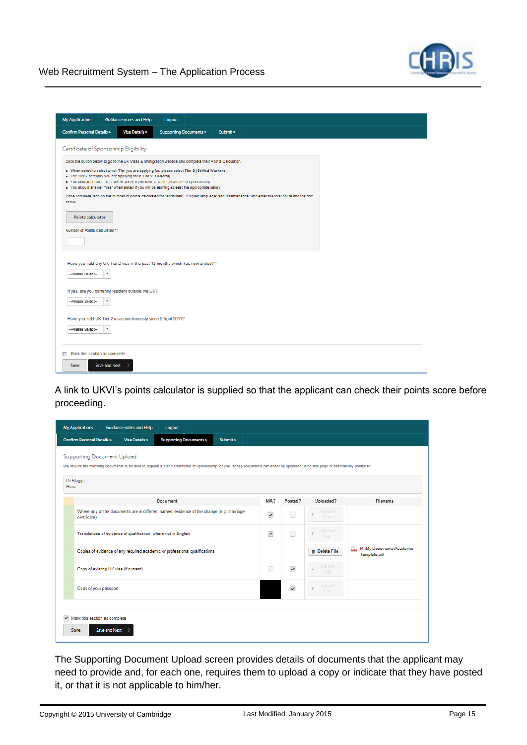My Applications | Guidance notes and Help | Logout

Confirm Personal Details » | Visa Details » | Supporting Documents » | Submit »

Certificate of Sponsorship Eligibility

Click the button below to go to the UK Visas & Immigration website and complete their Points Calculator.

- When asked to select which Tier you are applying for, please select **Tier 2 (Skilled Workers)**.
- The Tier 2 category you are applying for is **Tier 2 (General)**.
- You should answer "Yes" when asked if you have a valid Certificate of Sponsorship.
- You should answer "Yes" when asked if you will be earning at least the appropriate salary

Once complete, add up the number of points calculated for "attributes", "English language" and "Maintenance" and enter the total figure into the box below.

Points calculator

Number of Points Calculated *:

Have you held any UK Tier 2 visa in the past 12 months which has now ended? *

--Please Select--

If yes, are you currently resident outside the UK?

--Please Select--

Have you held UK Tier 2 visas continuously since 6 April 2011?

--Please Select--

Mark this section as complete

Save | Save and Next

A link to UKVI's points calculator is supplied so that the applicant can check their points score before proceeding.

My Applications | Guidance notes and Help | Logout

Confirm Personal Details » | Visa Details » | Supporting Documents » | Submit »

Supporting Document Upload

We require the following documents to be able to request a Tier 2 Certificate of Sponsorship for you. These documents can either by uploaded using this page or alternatively posted to:

Dr Bloggs
Here

| Document | N/A? | Posted? | Uploaded? | Filename |
|---|---|---|---|---|
| Where any of the documents are in different names, evidence of the change (e.g. marriage certificate) | ✔ | | Upload File | |
| Translations of evidence of qualification, where not in English | ✔ | | Upload File | |
| Copies of evidence of any required academic or professional qualifications | | | Delete File | M:\My Documents\Academic Template.pdf |
| Copy of existing UK visa (if current) | | ✔ | Upload File | |
| Copy of your passport | | ✔ | Upload File | |

Mark this section as complete

Save | Save and Next

The Supporting Document Upload screen provides details of documents that the applicant may need to provide and, for each one, requires them to upload a copy or indicate that they have posted it, or that it is not applicable to him/her.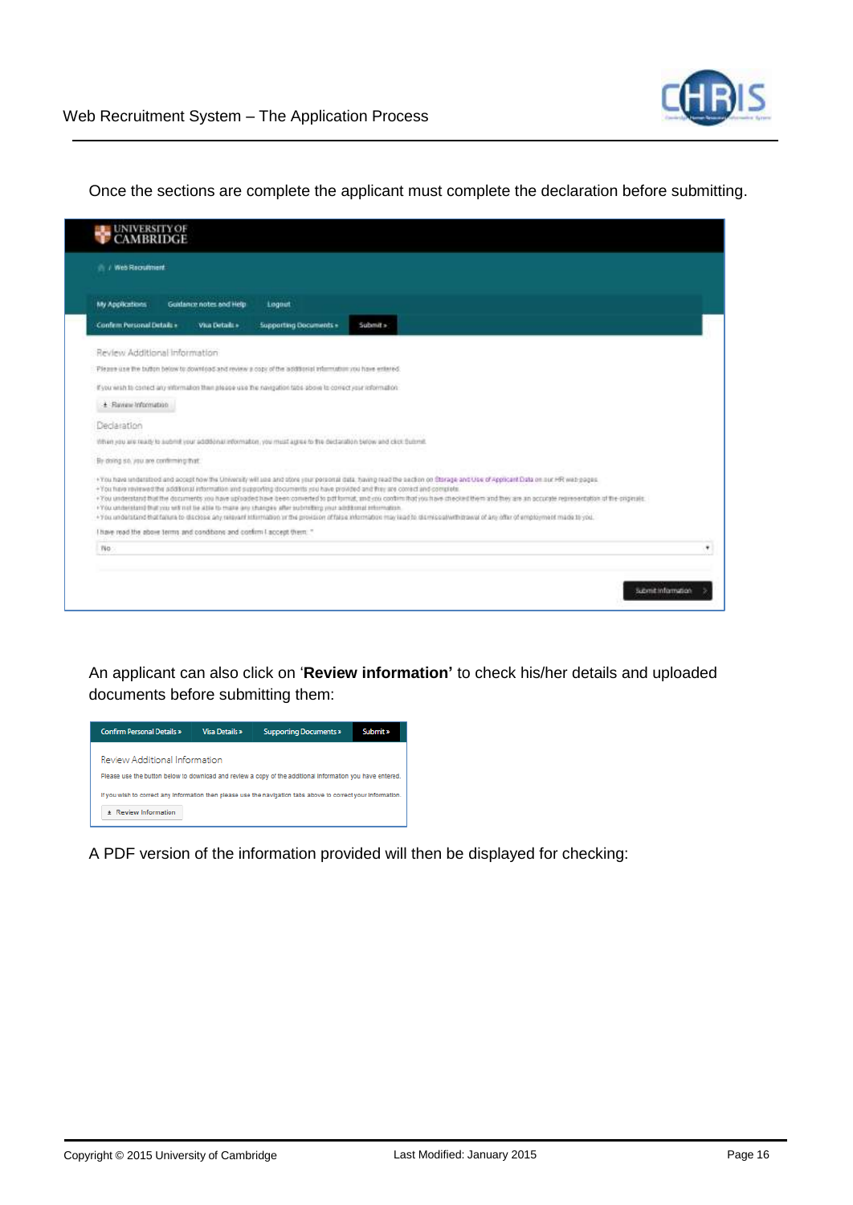Once the sections are complete the applicant must complete the declaration before submitting.

An applicant can also click on '**Review information'** to check his/her details and uploaded documents before submitting them:

A PDF version of the information provided will then be displayed for checking: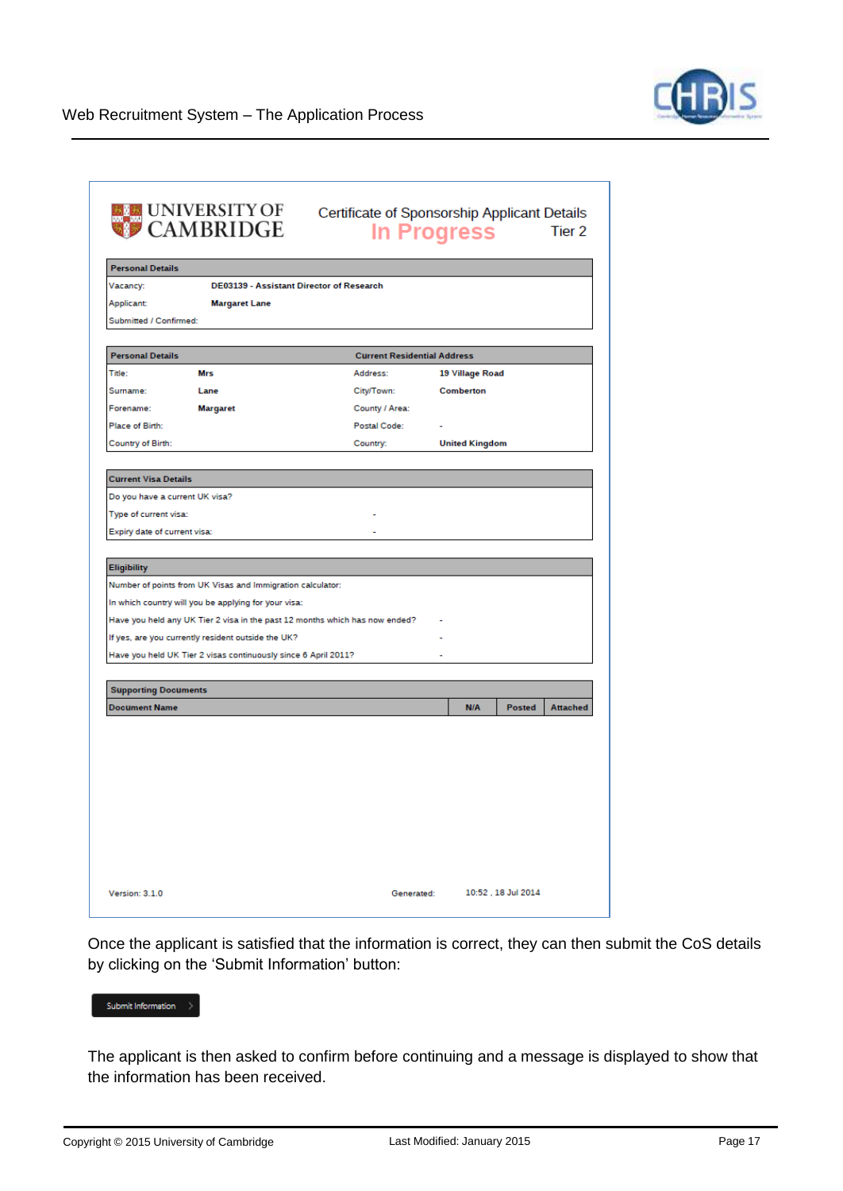UNIVERSITY OF CAMBRIDGE

Certificate of Sponsorship Applicant Details

In Progress

Tier 2

| Personal Details | |
|---|---|
| Vacancy: | DE03139 - Assistant Director of Research |
| Applicant: | Margaret Lane |
| Submitted / Confirmed: | |

| Personal Details | | Current Residential Address | |
|---|---|---|---|
| Title: | Mrs | Address: | 19 Village Road |
| Surname: | Lane | City/Town: | Comberton |
| Forename: | Margaret | County / Area: | |
| Place of Birth: | | Postal Code: | - |
| Country of Birth: | | Country: | United Kingdom |

| Current Visa Details | |
|---|---|
| Do you have a current UK visa? | |
| Type of current visa: | - |
| Expiry date of current visa: | - |

| Eligibility | |
|---|---|
| Number of points from UK Visas and Immigration calculator: | |
| In which country will you be applying for your visa: | |
| Have you held any UK Tier 2 visa in the past 12 months which has now ended? | - |
| If yes, are you currently resident outside the UK? | - |
| Have you held UK Tier 2 visas continuously since 6 April 2011? | - |

| Supporting Documents | | | |
|---|---|---|---|
| Document Name | N/A | Posted | Attached |

Version: 3.1.0

Generated: 10:52 , 18 Jul 2014

Once the applicant is satisfied that the information is correct, they can then submit the CoS details by clicking on the 'Submit Information' button:

Submit Information

The applicant is then asked to confirm before continuing and a message is displayed to show that the information has been received.